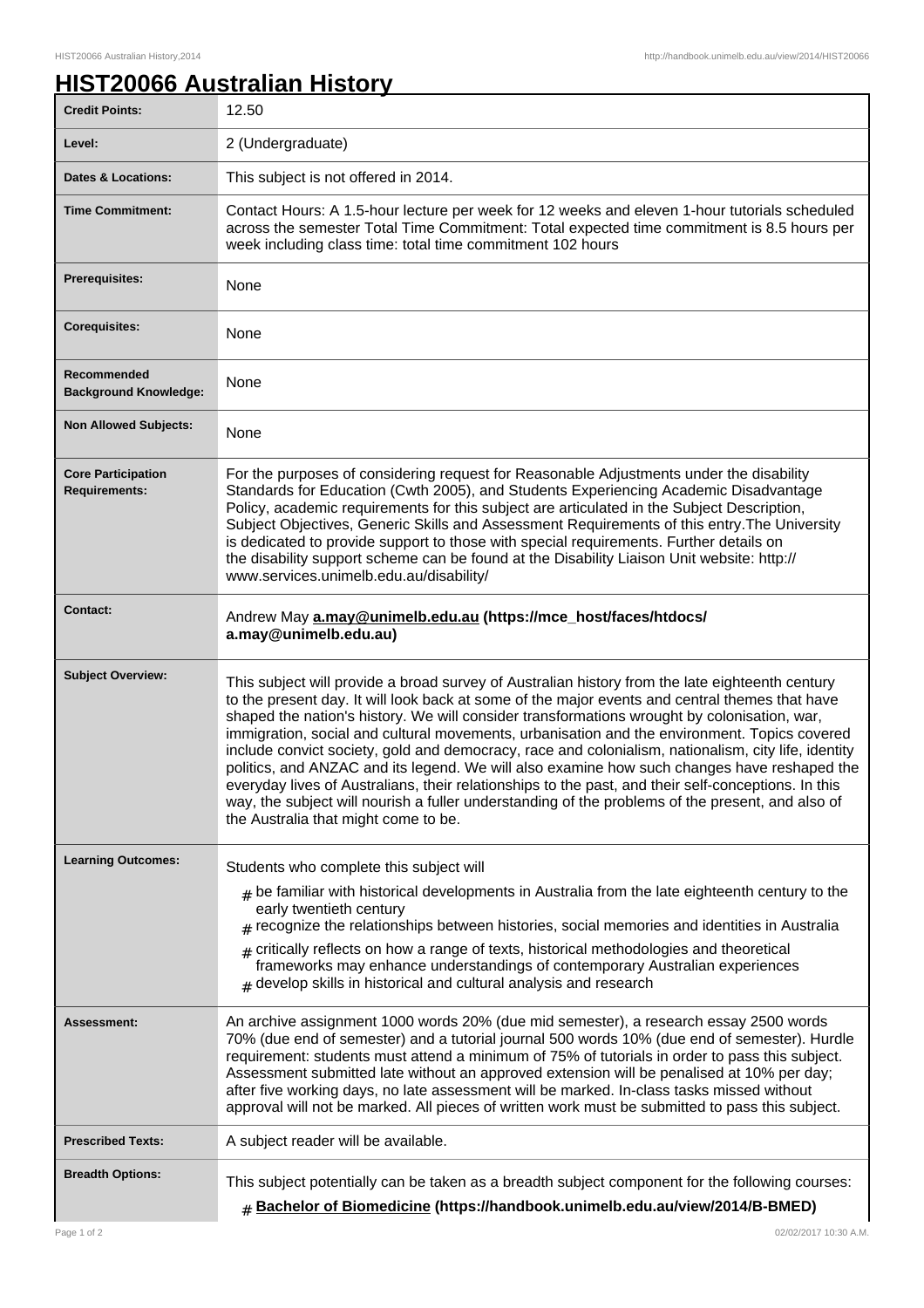# HIST20066 Australian History

| | |
|---|---|
| **Credit Points:** | 12.50 |
| **Level:** | 2 (Undergraduate) |
| **Dates & Locations:** | This subject is not offered in 2014. |
| **Time Commitment:** | Contact Hours: A 1.5-hour lecture per week for 12 weeks and eleven 1-hour tutorials scheduled across the semester Total Time Commitment: Total expected time commitment is 8.5 hours per week including class time: total time commitment 102 hours |
| **Prerequisites:** | None |
| **Corequisites:** | None |
| **Recommended Background Knowledge:** | None |
| **Non Allowed Subjects:** | None |
| **Core Participation Requirements:** | For the purposes of considering request for Reasonable Adjustments under the disability Standards for Education (Cwth 2005), and Students Experiencing Academic Disadvantage Policy, academic requirements for this subject are articulated in the Subject Description, Subject Objectives, Generic Skills and Assessment Requirements of this entry.The University is dedicated to provide support to those with special requirements. Further details on the disability support scheme can be found at the Disability Liaison Unit website: http://www.services.unimelb.edu.au/disability/ |
| **Contact:** | Andrew May **a.may@unimelb.edu.au (https://mce_host/faces/htdocs/a.may@unimelb.edu.au)** |
| **Subject Overview:** | This subject will provide a broad survey of Australian history from the late eighteenth century to the present day. It will look back at some of the major events and central themes that have shaped the nation's history. We will consider transformations wrought by colonisation, war, immigration, social and cultural movements, urbanisation and the environment. Topics covered include convict society, gold and democracy, race and colonialism, nationalism, city life, identity politics, and ANZAC and its legend. We will also examine how such changes have reshaped the everyday lives of Australians, their relationships to the past, and their self-conceptions. In this way, the subject will nourish a fuller understanding of the problems of the present, and also of the Australia that might come to be. |
| **Learning Outcomes:** | Students who complete this subject will<br># be familiar with historical developments in Australia from the late eighteenth century to the early twentieth century<br># recognize the relationships between histories, social memories and identities in Australia<br># critically reflects on how a range of texts, historical methodologies and theoretical frameworks may enhance understandings of contemporary Australian experiences<br># develop skills in historical and cultural analysis and research |
| **Assessment:** | An archive assignment 1000 words 20% (due mid semester), a research essay 2500 words 70% (due end of semester) and a tutorial journal 500 words 10% (due end of semester). Hurdle requirement: students must attend a minimum of 75% of tutorials in order to pass this subject. Assessment submitted late without an approved extension will be penalised at 10% per day; after five working days, no late assessment will be marked. In-class tasks missed without approval will not be marked. All pieces of written work must be submitted to pass this subject. |
| **Prescribed Texts:** | A subject reader will be available. |
| **Breadth Options:** | This subject potentially can be taken as a breadth subject component for the following courses:<br># **Bachelor of Biomedicine (https://handbook.unimelb.edu.au/view/2014/B-BMED)** |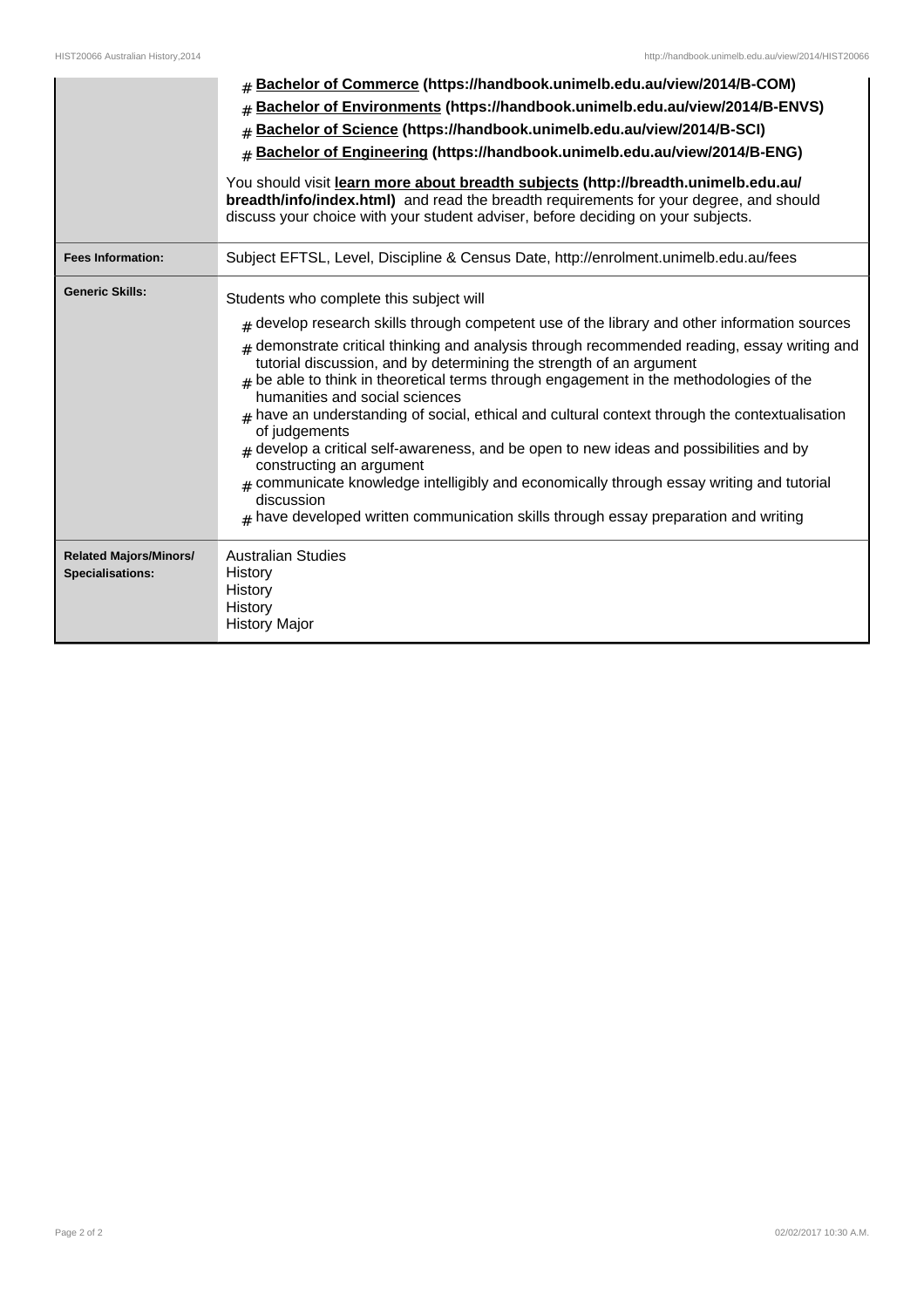| | |
|---|---|
| | # **Bachelor of Commerce (https://handbook.unimelb.edu.au/view/2014/B-COM)**<br># **Bachelor of Environments (https://handbook.unimelb.edu.au/view/2014/B-ENVS)**<br># **Bachelor of Science (https://handbook.unimelb.edu.au/view/2014/B-SCI)**<br># **Bachelor of Engineering (https://handbook.unimelb.edu.au/view/2014/B-ENG)**<br><br>You should visit **learn more about breadth subjects (http://breadth.unimelb.edu.au/breadth/info/index.html)** and read the breadth requirements for your degree, and should discuss your choice with your student adviser, before deciding on your subjects. |
| **Fees Information:** | Subject EFTSL, Level, Discipline & Census Date, http://enrolment.unimelb.edu.au/fees |
| **Generic Skills:** | Students who complete this subject will<br># develop research skills through competent use of the library and other information sources<br># demonstrate critical thinking and analysis through recommended reading, essay writing and tutorial discussion, and by determining the strength of an argument<br># be able to think in theoretical terms through engagement in the methodologies of the humanities and social sciences<br># have an understanding of social, ethical and cultural context through the contextualisation of judgements<br># develop a critical self-awareness, and be open to new ideas and possibilities and by constructing an argument<br># communicate knowledge intelligibly and economically through essay writing and tutorial discussion<br># have developed written communication skills through essay preparation and writing |
| **Related Majors/Minors/ Specialisations:** | Australian Studies<br>History<br>History<br>History<br>History Major |